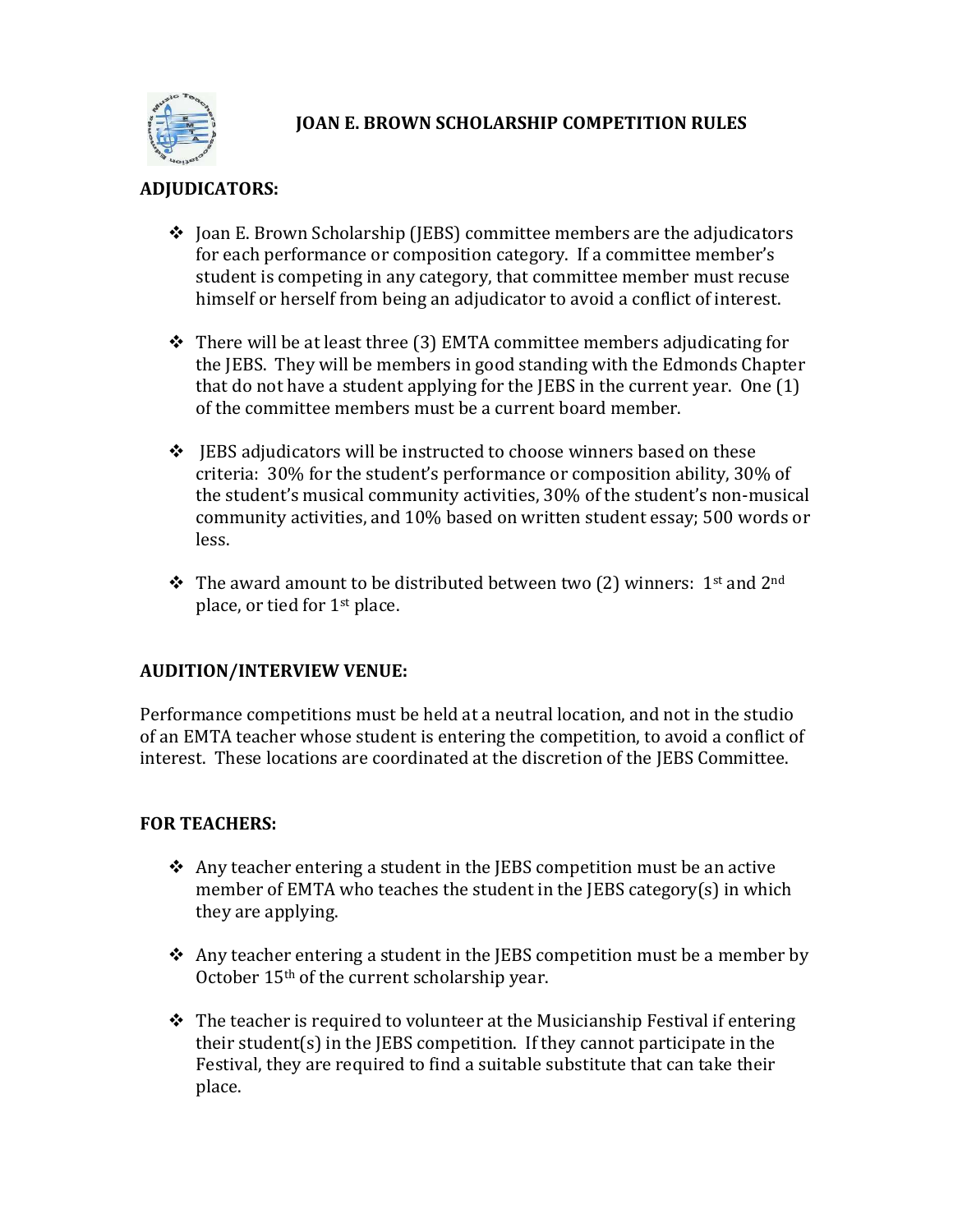# JOAN E. BROWN SCHOLARSHIP COMPETITION RULES

## ADJUDICATORS:

- Joan E. Brown Scholarship (JEBS) committee members are the adjudicators for each performance or composition category. If a committee member's student is competing in any category, that committee member must recuse himself or herself from being an adjudicator to avoid a conflict of interest.

- There will be at least three (3) EMTA committee members adjudicating for the JEBS. They will be members in good standing with the Edmonds Chapter that do not have a student applying for the JEBS in the current year. One (1) of the committee members must be a current board member.

- JEBS adjudicators will be instructed to choose winners based on these criteria: 30% for the student's performance or composition ability, 30% of the student's musical community activities, 30% of the student's non-musical community activities, and 10% based on written student essay; 500 words or less.

- The award amount to be distributed between two (2) winners: 1st and 2nd place, or tied for 1st place.

## AUDITION/INTERVIEW VENUE:

Performance competitions must be held at a neutral location, and not in the studio of an EMTA teacher whose student is entering the competition, to avoid a conflict of interest. These locations are coordinated at the discretion of the JEBS Committee.

## FOR TEACHERS:

- Any teacher entering a student in the JEBS competition must be an active member of EMTA who teaches the student in the JEBS category(s) in which they are applying.

- Any teacher entering a student in the JEBS competition must be a member by October 15th of the current scholarship year.

- The teacher is required to volunteer at the Musicianship Festival if entering their student(s) in the JEBS competition. If they cannot participate in the Festival, they are required to find a suitable substitute that can take their place.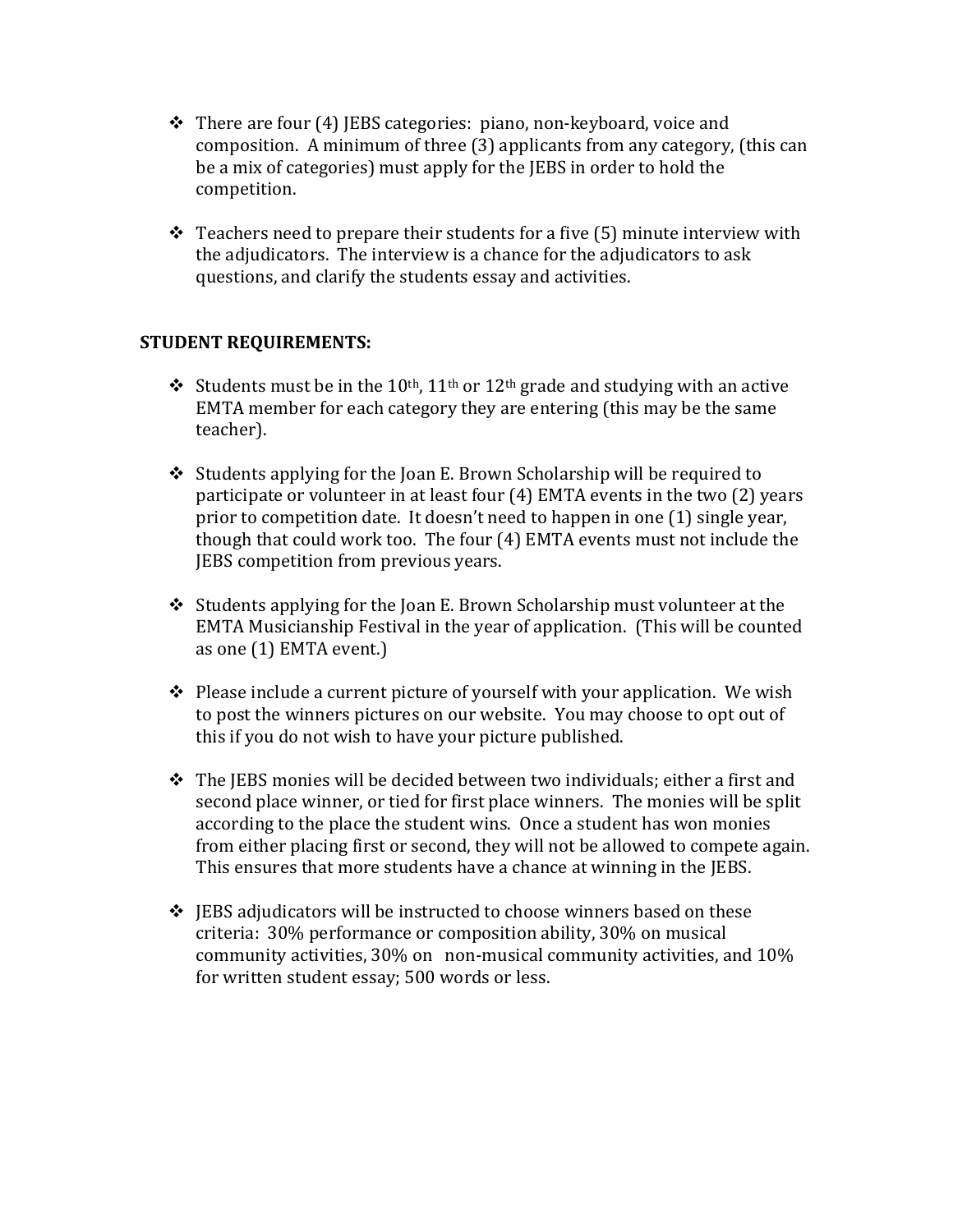- There are four (4) JEBS categories: piano, non-keyboard, voice and composition. A minimum of three (3) applicants from any category, (this can be a mix of categories) must apply for the JEBS in order to hold the competition.

- Teachers need to prepare their students for a five (5) minute interview with the adjudicators. The interview is a chance for the adjudicators to ask questions, and clarify the students essay and activities.

**STUDENT REQUIREMENTS:**

- Students must be in the 10th, 11th or 12th grade and studying with an active EMTA member for each category they are entering (this may be the same teacher).

- Students applying for the Joan E. Brown Scholarship will be required to participate or volunteer in at least four (4) EMTA events in the two (2) years prior to competition date. It doesn't need to happen in one (1) single year, though that could work too. The four (4) EMTA events must not include the JEBS competition from previous years.

- Students applying for the Joan E. Brown Scholarship must volunteer at the EMTA Musicianship Festival in the year of application. (This will be counted as one (1) EMTA event.)

- Please include a current picture of yourself with your application. We wish to post the winners pictures on our website. You may choose to opt out of this if you do not wish to have your picture published.

- The JEBS monies will be decided between two individuals; either a first and second place winner, or tied for first place winners. The monies will be split according to the place the student wins. Once a student has won monies from either placing first or second, they will not be allowed to compete again. This ensures that more students have a chance at winning in the JEBS.

- JEBS adjudicators will be instructed to choose winners based on these criteria: 30% performance or composition ability, 30% on musical community activities, 30% on non-musical community activities, and 10% for written student essay; 500 words or less.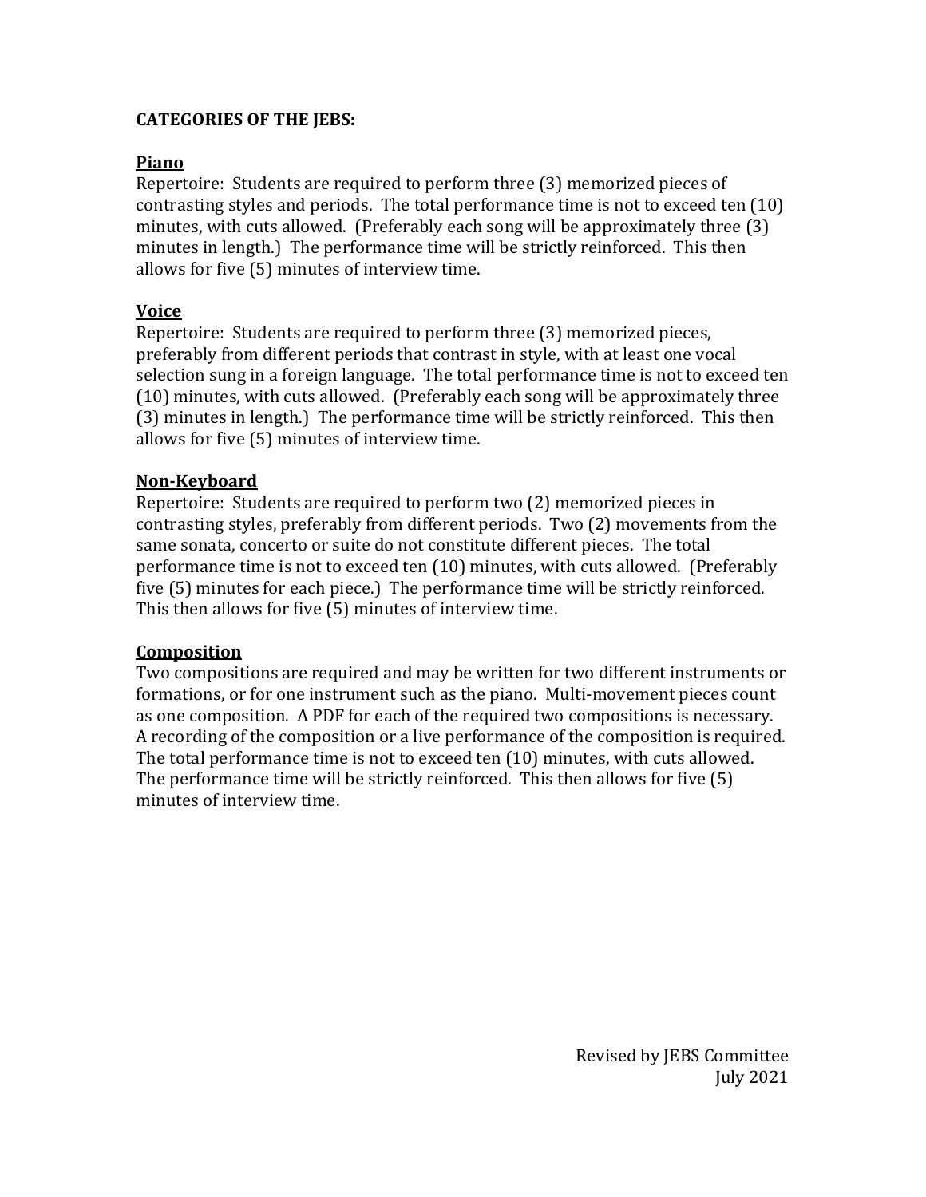**CATEGORIES OF THE JEBS:**

**Piano**

Repertoire: Students are required to perform three (3) memorized pieces of contrasting styles and periods. The total performance time is not to exceed ten (10) minutes, with cuts allowed. (Preferably each song will be approximately three (3) minutes in length.) The performance time will be strictly reinforced. This then allows for five (5) minutes of interview time.

**Voice**

Repertoire: Students are required to perform three (3) memorized pieces, preferably from different periods that contrast in style, with at least one vocal selection sung in a foreign language. The total performance time is not to exceed ten (10) minutes, with cuts allowed. (Preferably each song will be approximately three (3) minutes in length.) The performance time will be strictly reinforced. This then allows for five (5) minutes of interview time.

**Non-Keyboard**

Repertoire: Students are required to perform two (2) memorized pieces in contrasting styles, preferably from different periods. Two (2) movements from the same sonata, concerto or suite do not constitute different pieces. The total performance time is not to exceed ten (10) minutes, with cuts allowed. (Preferably five (5) minutes for each piece.) The performance time will be strictly reinforced. This then allows for five (5) minutes of interview time.

**Composition**

Two compositions are required and may be written for two different instruments or formations, or for one instrument such as the piano. Multi-movement pieces count as one composition. A PDF for each of the required two compositions is necessary. A recording of the composition or a live performance of the composition is required. The total performance time is not to exceed ten (10) minutes, with cuts allowed. The performance time will be strictly reinforced. This then allows for five (5) minutes of interview time.

Revised by JEBS Committee
July 2021